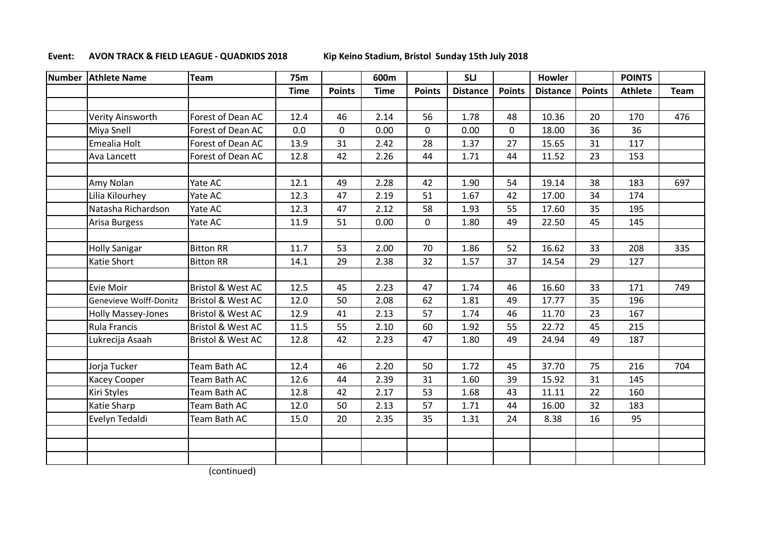**Event: AVON TRACK & FIELD LEAGUE - QUADKIDS 2018** Kip Keino Stadium, Bristol Sunday 15th July 2018

| Number | Athlete Name | Team | 75m | | 600m | | SLJ | | Howler | | POINTS | |
|---|---|---|---|---|---|---|---|---|---|---|---|---|
| | | | Time | Points | Time | Points | Distance | Points | Distance | Points | Athlete | Team |
| | | | | | | | | | | | | |
| | Verity Ainsworth | Forest of Dean AC | 12.4 | 46 | 2.14 | 56 | 1.78 | 48 | 10.36 | 20 | 170 | 476 |
| | Miya Snell | Forest of Dean AC | 0.0 | 0 | 0.00 | 0 | 0.00 | 0 | 18.00 | 36 | 36 | |
| | Emealia Holt | Forest of Dean AC | 13.9 | 31 | 2.42 | 28 | 1.37 | 27 | 15.65 | 31 | 117 | |
| | Ava Lancett | Forest of Dean AC | 12.8 | 42 | 2.26 | 44 | 1.71 | 44 | 11.52 | 23 | 153 | |
| | | | | | | | | | | | | |
| | Amy Nolan | Yate AC | 12.1 | 49 | 2.28 | 42 | 1.90 | 54 | 19.14 | 38 | 183 | 697 |
| | Lilia Kilourhey | Yate AC | 12.3 | 47 | 2.19 | 51 | 1.67 | 42 | 17.00 | 34 | 174 | |
| | Natasha Richardson | Yate AC | 12.3 | 47 | 2.12 | 58 | 1.93 | 55 | 17.60 | 35 | 195 | |
| | Arisa Burgess | Yate AC | 11.9 | 51 | 0.00 | 0 | 1.80 | 49 | 22.50 | 45 | 145 | |
| | | | | | | | | | | | | |
| | Holly Sanigar | Bitton RR | 11.7 | 53 | 2.00 | 70 | 1.86 | 52 | 16.62 | 33 | 208 | 335 |
| | Katie Short | Bitton RR | 14.1 | 29 | 2.38 | 32 | 1.57 | 37 | 14.54 | 29 | 127 | |
| | | | | | | | | | | | | |
| | Evie Moir | Bristol & West AC | 12.5 | 45 | 2.23 | 47 | 1.74 | 46 | 16.60 | 33 | 171 | 749 |
| | Genevieve Wolff-Donitz | Bristol & West AC | 12.0 | 50 | 2.08 | 62 | 1.81 | 49 | 17.77 | 35 | 196 | |
| | Holly Massey-Jones | Bristol & West AC | 12.9 | 41 | 2.13 | 57 | 1.74 | 46 | 11.70 | 23 | 167 | |
| | Rula Francis | Bristol & West AC | 11.5 | 55 | 2.10 | 60 | 1.92 | 55 | 22.72 | 45 | 215 | |
| | Lukrecija Asaah | Bristol & West AC | 12.8 | 42 | 2.23 | 47 | 1.80 | 49 | 24.94 | 49 | 187 | |
| | | | | | | | | | | | | |
| | Jorja Tucker | Team Bath AC | 12.4 | 46 | 2.20 | 50 | 1.72 | 45 | 37.70 | 75 | 216 | 704 |
| | Kacey Cooper | Team Bath AC | 12.6 | 44 | 2.39 | 31 | 1.60 | 39 | 15.92 | 31 | 145 | |
| | Kiri Styles | Team Bath AC | 12.8 | 42 | 2.17 | 53 | 1.68 | 43 | 11.11 | 22 | 160 | |
| | Katie Sharp | Team Bath AC | 12.0 | 50 | 2.13 | 57 | 1.71 | 44 | 16.00 | 32 | 183 | |
| | Evelyn Tedaldi | Team Bath AC | 15.0 | 20 | 2.35 | 35 | 1.31 | 24 | 8.38 | 16 | 95 | |
| | | | | | | | | | | | | |
| | | | | | | | | | | | | |
| | | | | | | | | | | | | |

(continued)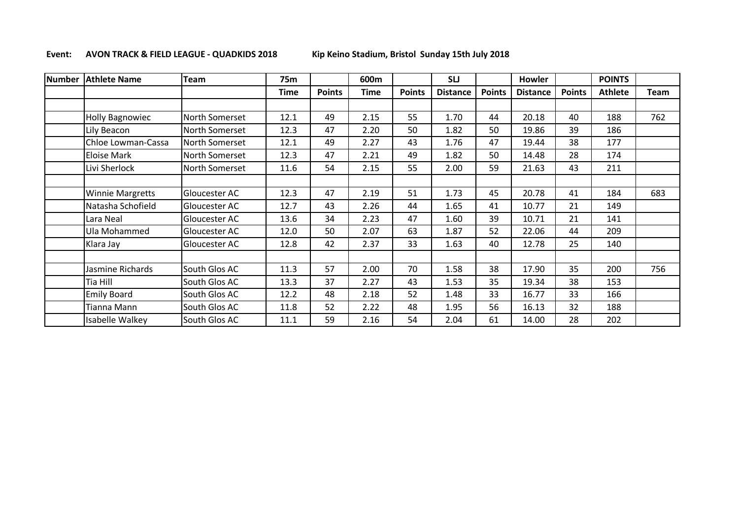**Event: AVON TRACK & FIELD LEAGUE - QUADKIDS 2018** Kip Keino Stadium, Bristol Sunday 15th July 2018

| Number | Athlete Name | Team | 75m | | 600m | | SLJ | | Howler | | POINTS | |
|---|---|---|---|---|---|---|---|---|---|---|---|---|
| | | | Time | Points | Time | Points | Distance | Points | Distance | Points | Athlete | Team |
| | | | | | | | | | | | | |
| | Holly Bagnowiec | North Somerset | 12.1 | 49 | 2.15 | 55 | 1.70 | 44 | 20.18 | 40 | 188 | 762 |
| | Lily Beacon | North Somerset | 12.3 | 47 | 2.20 | 50 | 1.82 | 50 | 19.86 | 39 | 186 | |
| | Chloe Lowman-Cassa | North Somerset | 12.1 | 49 | 2.27 | 43 | 1.76 | 47 | 19.44 | 38 | 177 | |
| | Eloise Mark | North Somerset | 12.3 | 47 | 2.21 | 49 | 1.82 | 50 | 14.48 | 28 | 174 | |
| | Livi Sherlock | North Somerset | 11.6 | 54 | 2.15 | 55 | 2.00 | 59 | 21.63 | 43 | 211 | |
| | | | | | | | | | | | | |
| | Winnie Margretts | Gloucester AC | 12.3 | 47 | 2.19 | 51 | 1.73 | 45 | 20.78 | 41 | 184 | 683 |
| | Natasha Schofield | Gloucester AC | 12.7 | 43 | 2.26 | 44 | 1.65 | 41 | 10.77 | 21 | 149 | |
| | Lara Neal | Gloucester AC | 13.6 | 34 | 2.23 | 47 | 1.60 | 39 | 10.71 | 21 | 141 | |
| | Ula Mohammed | Gloucester AC | 12.0 | 50 | 2.07 | 63 | 1.87 | 52 | 22.06 | 44 | 209 | |
| | Klara Jay | Gloucester AC | 12.8 | 42 | 2.37 | 33 | 1.63 | 40 | 12.78 | 25 | 140 | |
| | | | | | | | | | | | | |
| | Jasmine Richards | South Glos AC | 11.3 | 57 | 2.00 | 70 | 1.58 | 38 | 17.90 | 35 | 200 | 756 |
| | Tia Hill | South Glos AC | 13.3 | 37 | 2.27 | 43 | 1.53 | 35 | 19.34 | 38 | 153 | |
| | Emily Board | South Glos AC | 12.2 | 48 | 2.18 | 52 | 1.48 | 33 | 16.77 | 33 | 166 | |
| | Tianna Mann | South Glos AC | 11.8 | 52 | 2.22 | 48 | 1.95 | 56 | 16.13 | 32 | 188 | |
| | Isabelle Walkey | South Glos AC | 11.1 | 59 | 2.16 | 54 | 2.04 | 61 | 14.00 | 28 | 202 | |